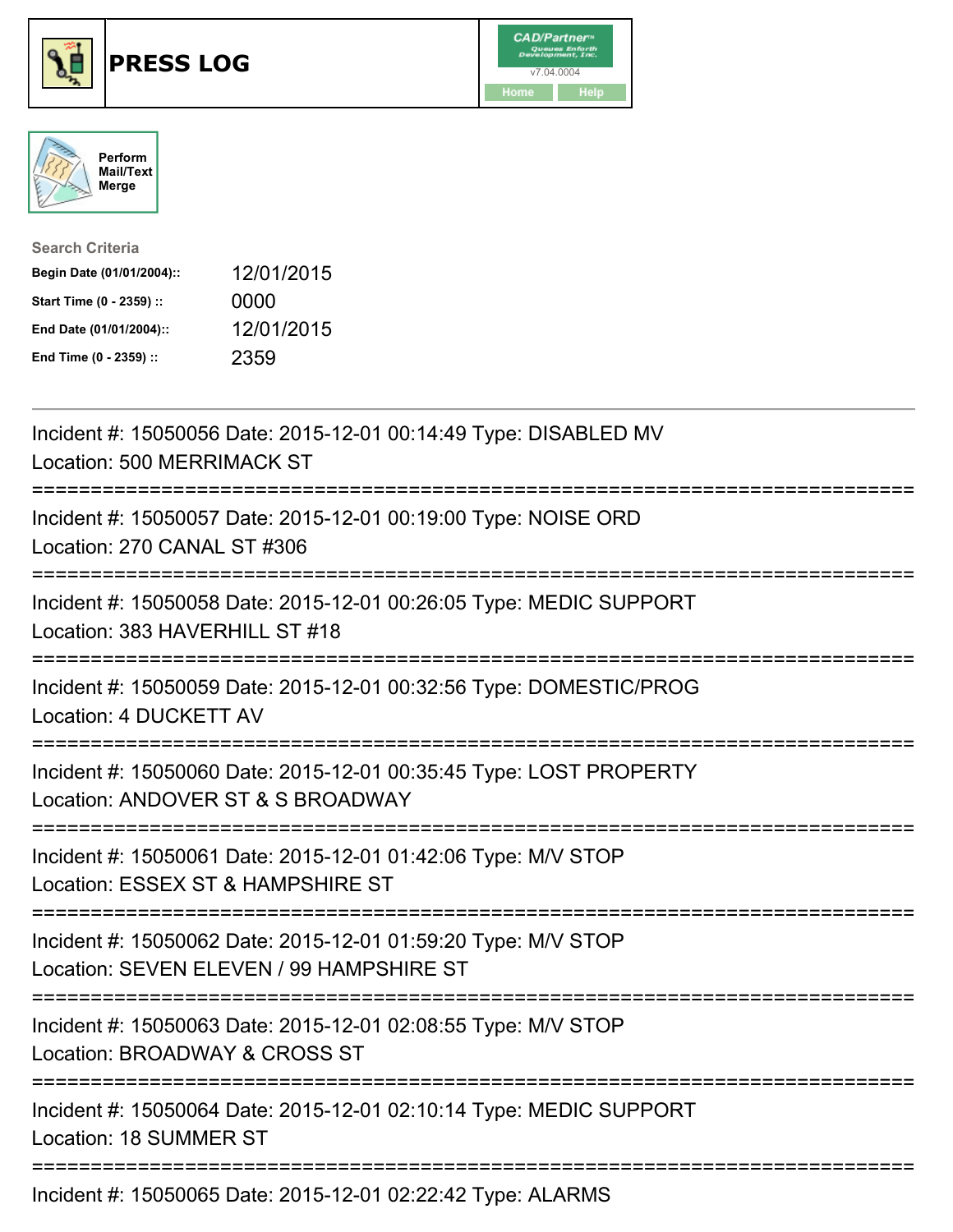# PRESS LOG

CAD/Partner™
v7.04.0004
Home | Help

Perform Mail/Text Merge

**Search Criteria**

| | |
|---|---|
| **Begin Date (01/01/2004)::** | 12/01/2015 |
| **Start Time (0 - 2359) ::** | 0000 |
| **End Date (01/01/2004)::** | 12/01/2015 |
| **End Time (0 - 2359) ::** | 2359 |

---

Incident #: 15050056 Date: 2015-12-01 00:14:49 Type: DISABLED MV
Location: 500 MERRIMACK ST

===========================================================================

Incident #: 15050057 Date: 2015-12-01 00:19:00 Type: NOISE ORD
Location: 270 CANAL ST #306

===========================================================================

Incident #: 15050058 Date: 2015-12-01 00:26:05 Type: MEDIC SUPPORT
Location: 383 HAVERHILL ST #18

===========================================================================

Incident #: 15050059 Date: 2015-12-01 00:32:56 Type: DOMESTIC/PROG
Location: 4 DUCKETT AV

===========================================================================

Incident #: 15050060 Date: 2015-12-01 00:35:45 Type: LOST PROPERTY
Location: ANDOVER ST & S BROADWAY

===========================================================================

Incident #: 15050061 Date: 2015-12-01 01:42:06 Type: M/V STOP
Location: ESSEX ST & HAMPSHIRE ST

===========================================================================

Incident #: 15050062 Date: 2015-12-01 01:59:20 Type: M/V STOP
Location: SEVEN ELEVEN / 99 HAMPSHIRE ST

===========================================================================

Incident #: 15050063 Date: 2015-12-01 02:08:55 Type: M/V STOP
Location: BROADWAY & CROSS ST

===========================================================================

Incident #: 15050064 Date: 2015-12-01 02:10:14 Type: MEDIC SUPPORT
Location: 18 SUMMER ST

===========================================================================

Incident #: 15050065 Date: 2015-12-01 02:22:42 Type: ALARMS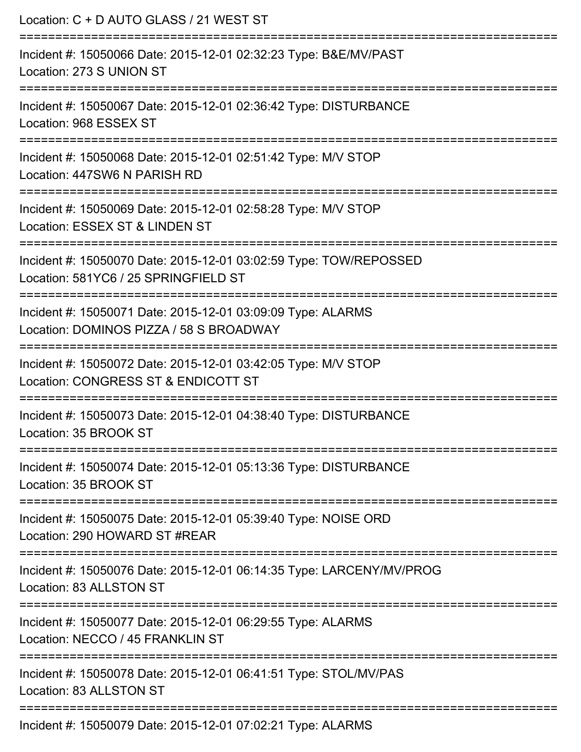Location: C + D AUTO GLASS / 21 WEST ST

===========================================================================

Incident #: 15050066 Date: 2015-12-01 02:32:23 Type: B&E/MV/PAST
Location: 273 S UNION ST

===========================================================================

Incident #: 15050067 Date: 2015-12-01 02:36:42 Type: DISTURBANCE
Location: 968 ESSEX ST

===========================================================================

Incident #: 15050068 Date: 2015-12-01 02:51:42 Type: M/V STOP
Location: 447SW6 N PARISH RD

===========================================================================

Incident #: 15050069 Date: 2015-12-01 02:58:28 Type: M/V STOP
Location: ESSEX ST & LINDEN ST

===========================================================================

Incident #: 15050070 Date: 2015-12-01 03:02:59 Type: TOW/REPOSSED
Location: 581YC6 / 25 SPRINGFIELD ST

===========================================================================

Incident #: 15050071 Date: 2015-12-01 03:09:09 Type: ALARMS
Location: DOMINOS PIZZA / 58 S BROADWAY

===========================================================================

Incident #: 15050072 Date: 2015-12-01 03:42:05 Type: M/V STOP
Location: CONGRESS ST & ENDICOTT ST

===========================================================================

Incident #: 15050073 Date: 2015-12-01 04:38:40 Type: DISTURBANCE
Location: 35 BROOK ST

===========================================================================

Incident #: 15050074 Date: 2015-12-01 05:13:36 Type: DISTURBANCE
Location: 35 BROOK ST

===========================================================================

Incident #: 15050075 Date: 2015-12-01 05:39:40 Type: NOISE ORD
Location: 290 HOWARD ST #REAR

===========================================================================

Incident #: 15050076 Date: 2015-12-01 06:14:35 Type: LARCENY/MV/PROG
Location: 83 ALLSTON ST

===========================================================================

Incident #: 15050077 Date: 2015-12-01 06:29:55 Type: ALARMS
Location: NECCO / 45 FRANKLIN ST

===========================================================================

Incident #: 15050078 Date: 2015-12-01 06:41:51 Type: STOL/MV/PAS
Location: 83 ALLSTON ST

===========================================================================

Incident #: 15050079 Date: 2015-12-01 07:02:21 Type: ALARMS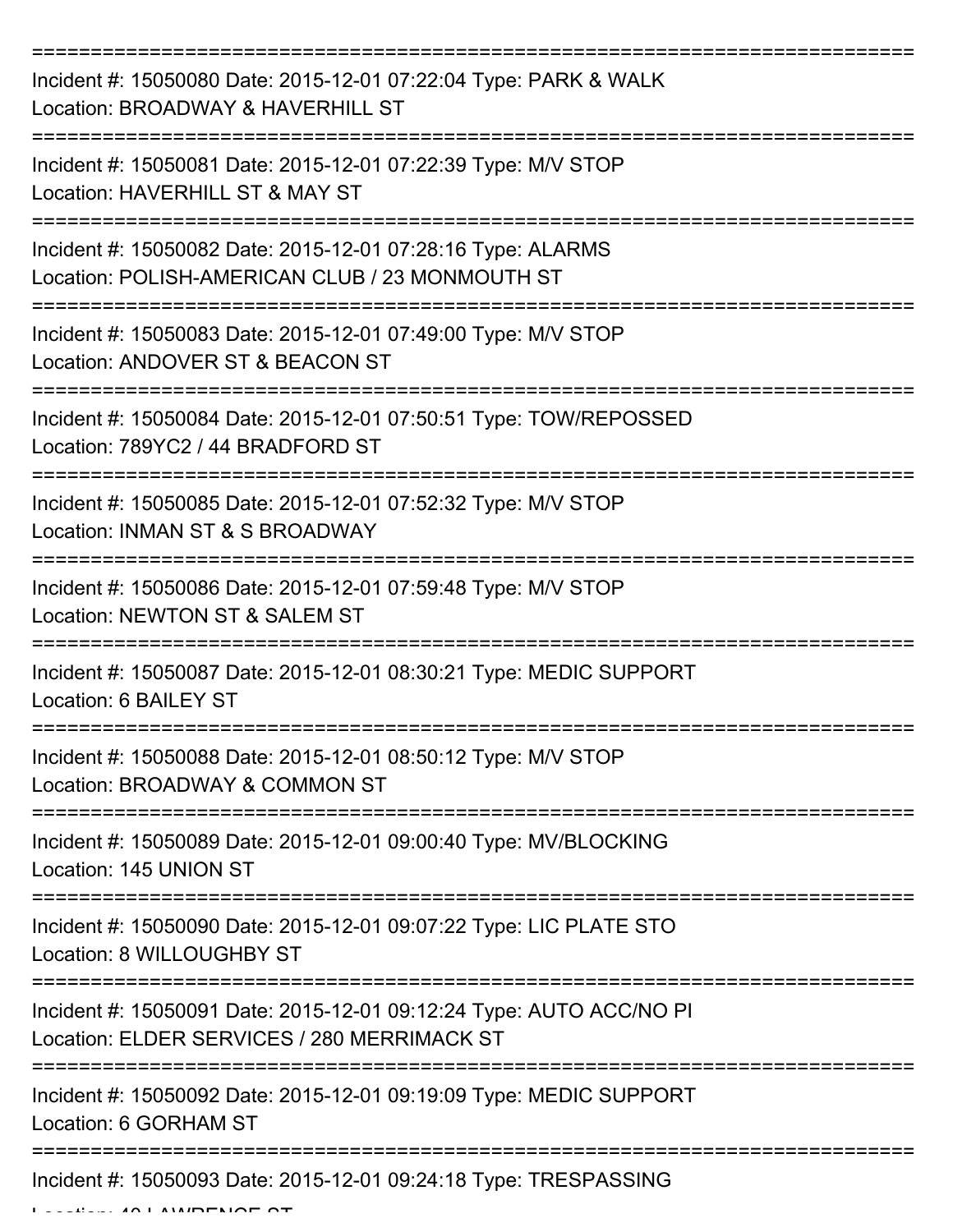Incident #: 15050080 Date: 2015-12-01 07:22:04 Type: PARK & WALK
Location: BROADWAY & HAVERHILL ST

Incident #: 15050081 Date: 2015-12-01 07:22:39 Type: M/V STOP
Location: HAVERHILL ST & MAY ST

Incident #: 15050082 Date: 2015-12-01 07:28:16 Type: ALARMS
Location: POLISH-AMERICAN CLUB / 23 MONMOUTH ST

Incident #: 15050083 Date: 2015-12-01 07:49:00 Type: M/V STOP
Location: ANDOVER ST & BEACON ST

Incident #: 15050084 Date: 2015-12-01 07:50:51 Type: TOW/REPOSSED
Location: 789YC2 / 44 BRADFORD ST

Incident #: 15050085 Date: 2015-12-01 07:52:32 Type: M/V STOP
Location: INMAN ST & S BROADWAY

Incident #: 15050086 Date: 2015-12-01 07:59:48 Type: M/V STOP
Location: NEWTON ST & SALEM ST

Incident #: 15050087 Date: 2015-12-01 08:30:21 Type: MEDIC SUPPORT
Location: 6 BAILEY ST

Incident #: 15050088 Date: 2015-12-01 08:50:12 Type: M/V STOP
Location: BROADWAY & COMMON ST

Incident #: 15050089 Date: 2015-12-01 09:00:40 Type: MV/BLOCKING
Location: 145 UNION ST

Incident #: 15050090 Date: 2015-12-01 09:07:22 Type: LIC PLATE STO
Location: 8 WILLOUGHBY ST

Incident #: 15050091 Date: 2015-12-01 09:12:24 Type: AUTO ACC/NO PI
Location: ELDER SERVICES / 280 MERRIMACK ST

Incident #: 15050092 Date: 2015-12-01 09:19:09 Type: MEDIC SUPPORT
Location: 6 GORHAM ST

Incident #: 15050093 Date: 2015-12-01 09:24:18 Type: TRESPASSING
Location: 40 LAWRENCE ST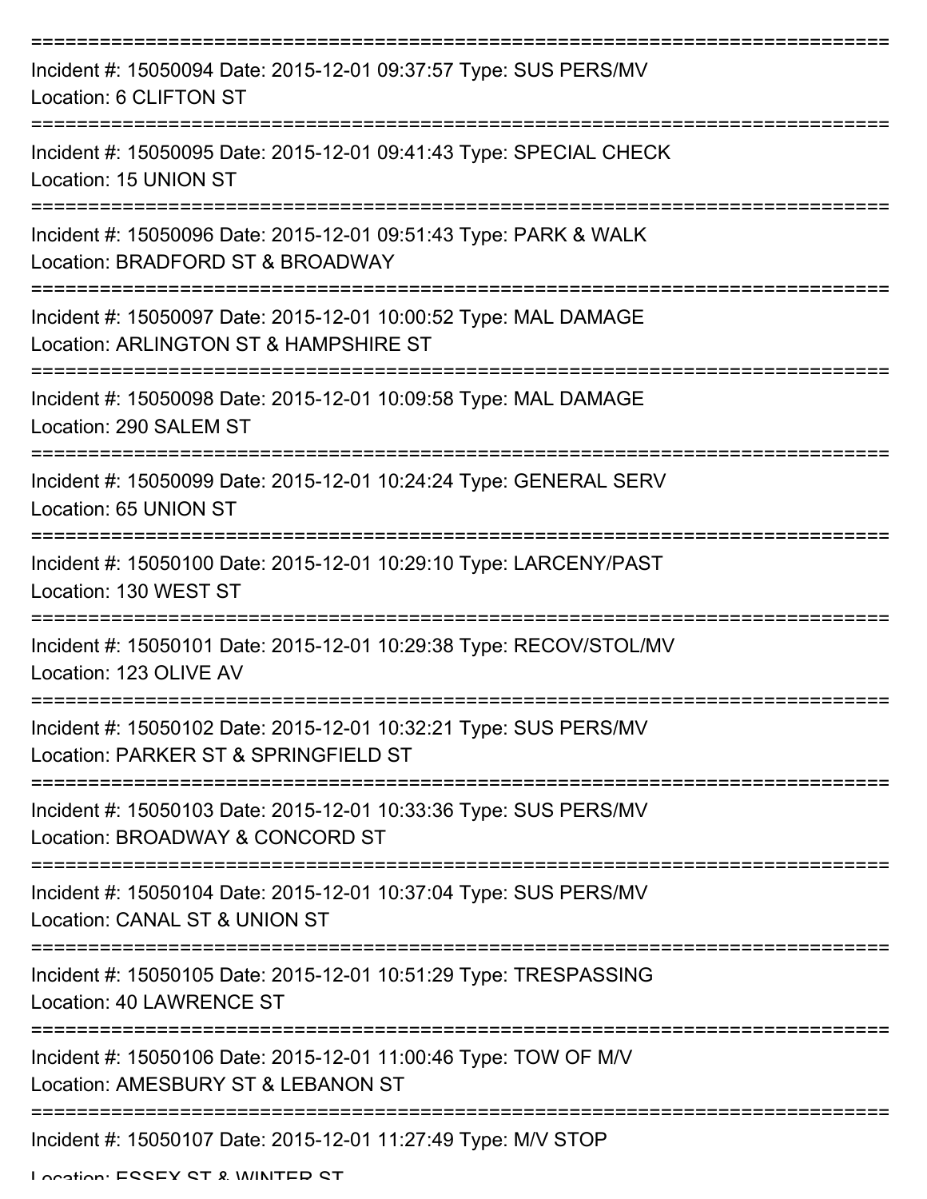===========================================================================

Incident #: 15050094 Date: 2015-12-01 09:37:57 Type: SUS PERS/MV
Location: 6 CLIFTON ST

===========================================================================

Incident #: 15050095 Date: 2015-12-01 09:41:43 Type: SPECIAL CHECK
Location: 15 UNION ST

===========================================================================

Incident #: 15050096 Date: 2015-12-01 09:51:43 Type: PARK & WALK
Location: BRADFORD ST & BROADWAY

===========================================================================

Incident #: 15050097 Date: 2015-12-01 10:00:52 Type: MAL DAMAGE
Location: ARLINGTON ST & HAMPSHIRE ST

===========================================================================

Incident #: 15050098 Date: 2015-12-01 10:09:58 Type: MAL DAMAGE
Location: 290 SALEM ST

===========================================================================

Incident #: 15050099 Date: 2015-12-01 10:24:24 Type: GENERAL SERV
Location: 65 UNION ST

===========================================================================

Incident #: 15050100 Date: 2015-12-01 10:29:10 Type: LARCENY/PAST
Location: 130 WEST ST

===========================================================================

Incident #: 15050101 Date: 2015-12-01 10:29:38 Type: RECOV/STOL/MV
Location: 123 OLIVE AV

===========================================================================

Incident #: 15050102 Date: 2015-12-01 10:32:21 Type: SUS PERS/MV
Location: PARKER ST & SPRINGFIELD ST

===========================================================================

Incident #: 15050103 Date: 2015-12-01 10:33:36 Type: SUS PERS/MV
Location: BROADWAY & CONCORD ST

===========================================================================

Incident #: 15050104 Date: 2015-12-01 10:37:04 Type: SUS PERS/MV
Location: CANAL ST & UNION ST

===========================================================================

Incident #: 15050105 Date: 2015-12-01 10:51:29 Type: TRESPASSING
Location: 40 LAWRENCE ST

===========================================================================

Incident #: 15050106 Date: 2015-12-01 11:00:46 Type: TOW OF M/V
Location: AMESBURY ST & LEBANON ST

===========================================================================

Incident #: 15050107 Date: 2015-12-01 11:27:49 Type: M/V STOP
Location: ESSEX ST & WINTER ST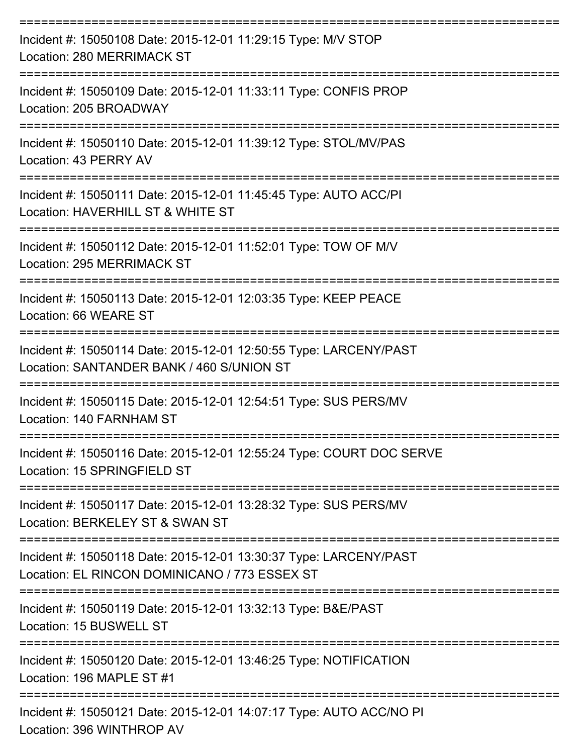===========================================================================

Incident #: 15050108 Date: 2015-12-01 11:29:15 Type: M/V STOP

Location: 280 MERRIMACK ST

===========================================================================

Incident #: 15050109 Date: 2015-12-01 11:33:11 Type: CONFIS PROP

Location: 205 BROADWAY

===========================================================================

Incident #: 15050110 Date: 2015-12-01 11:39:12 Type: STOL/MV/PAS

Location: 43 PERRY AV

===========================================================================

Incident #: 15050111 Date: 2015-12-01 11:45:45 Type: AUTO ACC/PI

Location: HAVERHILL ST & WHITE ST

===========================================================================

Incident #: 15050112 Date: 2015-12-01 11:52:01 Type: TOW OF M/V

Location: 295 MERRIMACK ST

===========================================================================

Incident #: 15050113 Date: 2015-12-01 12:03:35 Type: KEEP PEACE

Location: 66 WEARE ST

===========================================================================

Incident #: 15050114 Date: 2015-12-01 12:50:55 Type: LARCENY/PAST

Location: SANTANDER BANK / 460 S/UNION ST

===========================================================================

Incident #: 15050115 Date: 2015-12-01 12:54:51 Type: SUS PERS/MV

Location: 140 FARNHAM ST

===========================================================================

Incident #: 15050116 Date: 2015-12-01 12:55:24 Type: COURT DOC SERVE

Location: 15 SPRINGFIELD ST

===========================================================================

Incident #: 15050117 Date: 2015-12-01 13:28:32 Type: SUS PERS/MV

Location: BERKELEY ST & SWAN ST

===========================================================================

Incident #: 15050118 Date: 2015-12-01 13:30:37 Type: LARCENY/PAST

Location: EL RINCON DOMINICANO / 773 ESSEX ST

===========================================================================

Incident #: 15050119 Date: 2015-12-01 13:32:13 Type: B&E/PAST

Location: 15 BUSWELL ST

===========================================================================

Incident #: 15050120 Date: 2015-12-01 13:46:25 Type: NOTIFICATION

Location: 196 MAPLE ST #1

===========================================================================

Incident #: 15050121 Date: 2015-12-01 14:07:17 Type: AUTO ACC/NO PI

Location: 396 WINTHROP AV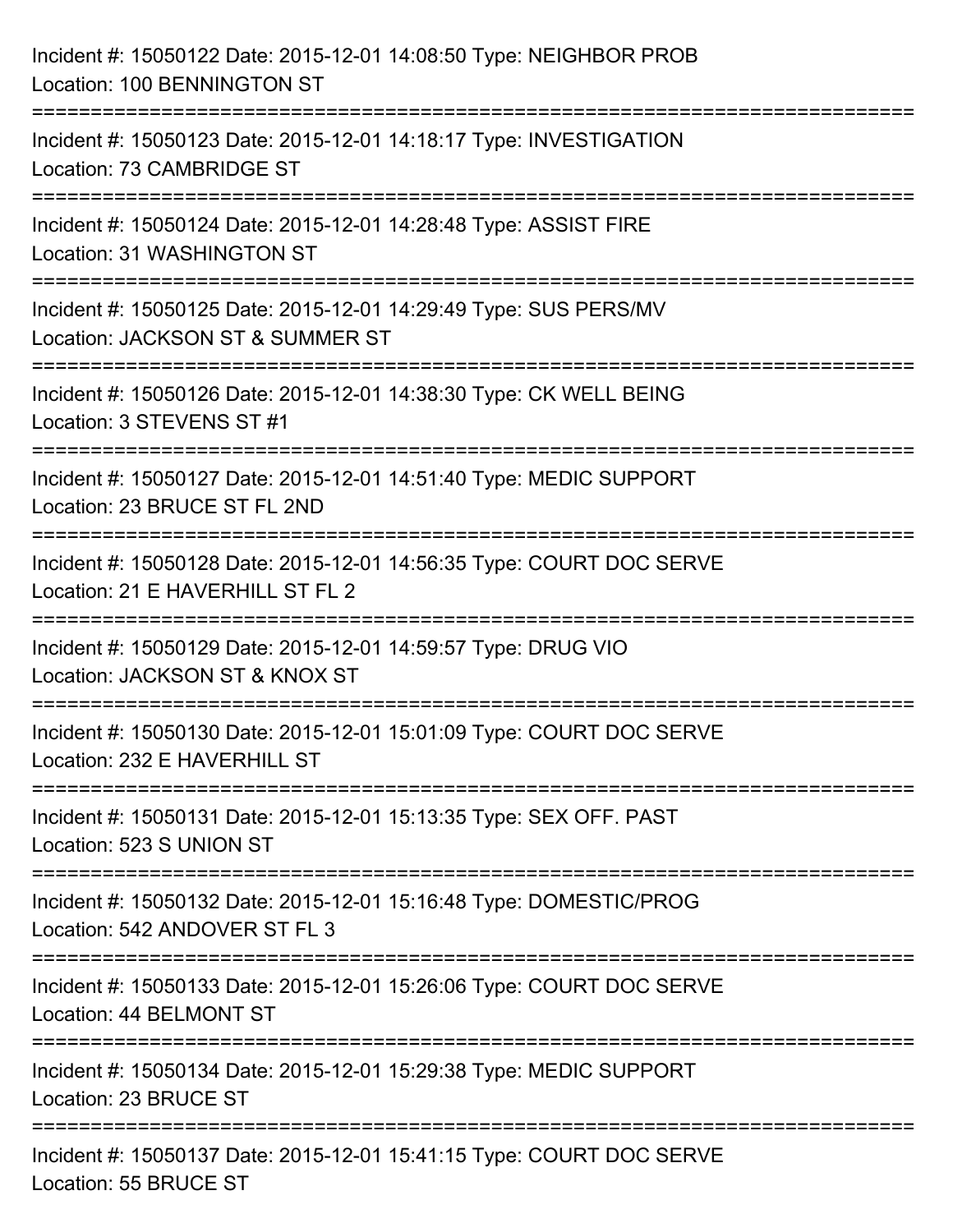Incident #: 15050122 Date: 2015-12-01 14:08:50 Type: NEIGHBOR PROB
Location: 100 BENNINGTON ST

===========================================================================

Incident #: 15050123 Date: 2015-12-01 14:18:17 Type: INVESTIGATION
Location: 73 CAMBRIDGE ST

===========================================================================

Incident #: 15050124 Date: 2015-12-01 14:28:48 Type: ASSIST FIRE
Location: 31 WASHINGTON ST

===========================================================================

Incident #: 15050125 Date: 2015-12-01 14:29:49 Type: SUS PERS/MV
Location: JACKSON ST & SUMMER ST

===========================================================================

Incident #: 15050126 Date: 2015-12-01 14:38:30 Type: CK WELL BEING
Location: 3 STEVENS ST #1

===========================================================================

Incident #: 15050127 Date: 2015-12-01 14:51:40 Type: MEDIC SUPPORT
Location: 23 BRUCE ST FL 2ND

===========================================================================

Incident #: 15050128 Date: 2015-12-01 14:56:35 Type: COURT DOC SERVE
Location: 21 E HAVERHILL ST FL 2

===========================================================================

Incident #: 15050129 Date: 2015-12-01 14:59:57 Type: DRUG VIO
Location: JACKSON ST & KNOX ST

===========================================================================

Incident #: 15050130 Date: 2015-12-01 15:01:09 Type: COURT DOC SERVE
Location: 232 E HAVERHILL ST

===========================================================================

Incident #: 15050131 Date: 2015-12-01 15:13:35 Type: SEX OFF. PAST
Location: 523 S UNION ST

===========================================================================

Incident #: 15050132 Date: 2015-12-01 15:16:48 Type: DOMESTIC/PROG
Location: 542 ANDOVER ST FL 3

===========================================================================

Incident #: 15050133 Date: 2015-12-01 15:26:06 Type: COURT DOC SERVE
Location: 44 BELMONT ST

===========================================================================

Incident #: 15050134 Date: 2015-12-01 15:29:38 Type: MEDIC SUPPORT
Location: 23 BRUCE ST

===========================================================================

Incident #: 15050137 Date: 2015-12-01 15:41:15 Type: COURT DOC SERVE
Location: 55 BRUCE ST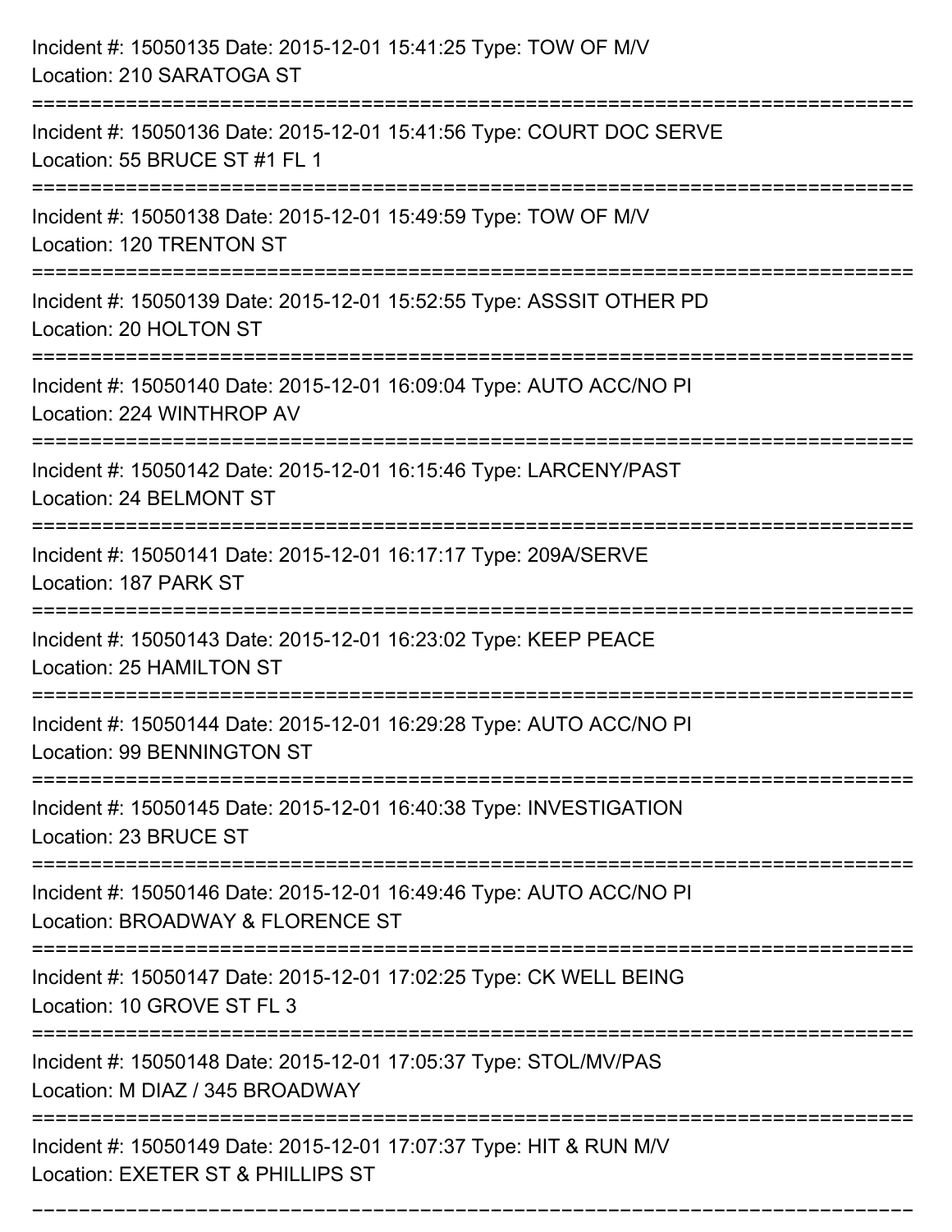Incident #: 15050135 Date: 2015-12-01 15:41:25 Type: TOW OF M/V
Location: 210 SARATOGA ST

===========================================================================

Incident #: 15050136 Date: 2015-12-01 15:41:56 Type: COURT DOC SERVE
Location: 55 BRUCE ST #1 FL 1

===========================================================================

Incident #: 15050138 Date: 2015-12-01 15:49:59 Type: TOW OF M/V
Location: 120 TRENTON ST

===========================================================================

Incident #: 15050139 Date: 2015-12-01 15:52:55 Type: ASSSIT OTHER PD
Location: 20 HOLTON ST

===========================================================================

Incident #: 15050140 Date: 2015-12-01 16:09:04 Type: AUTO ACC/NO PI
Location: 224 WINTHROP AV

===========================================================================

Incident #: 15050142 Date: 2015-12-01 16:15:46 Type: LARCENY/PAST
Location: 24 BELMONT ST

===========================================================================

Incident #: 15050141 Date: 2015-12-01 16:17:17 Type: 209A/SERVE
Location: 187 PARK ST

===========================================================================

Incident #: 15050143 Date: 2015-12-01 16:23:02 Type: KEEP PEACE
Location: 25 HAMILTON ST

===========================================================================

Incident #: 15050144 Date: 2015-12-01 16:29:28 Type: AUTO ACC/NO PI
Location: 99 BENNINGTON ST

===========================================================================

Incident #: 15050145 Date: 2015-12-01 16:40:38 Type: INVESTIGATION
Location: 23 BRUCE ST

===========================================================================

Incident #: 15050146 Date: 2015-12-01 16:49:46 Type: AUTO ACC/NO PI
Location: BROADWAY & FLORENCE ST

===========================================================================

Incident #: 15050147 Date: 2015-12-01 17:02:25 Type: CK WELL BEING
Location: 10 GROVE ST FL 3

===========================================================================

Incident #: 15050148 Date: 2015-12-01 17:05:37 Type: STOL/MV/PAS
Location: M DIAZ / 345 BROADWAY

===========================================================================

Incident #: 15050149 Date: 2015-12-01 17:07:37 Type: HIT & RUN M/V
Location: EXETER ST & PHILLIPS ST

===========================================================================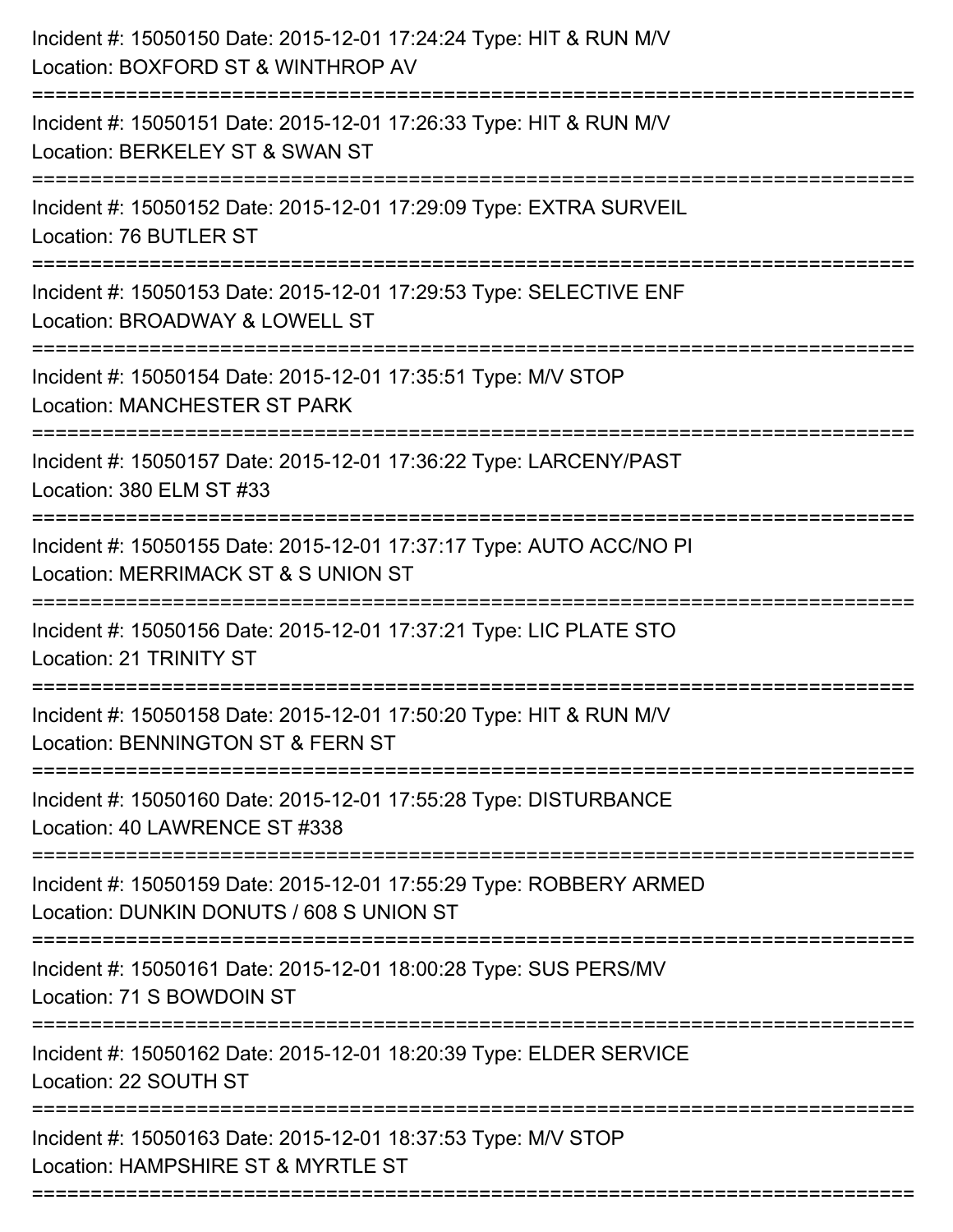Incident #: 15050150 Date: 2015-12-01 17:24:24 Type: HIT & RUN M/V
Location: BOXFORD ST & WINTHROP AV

===========================================================================

Incident #: 15050151 Date: 2015-12-01 17:26:33 Type: HIT & RUN M/V
Location: BERKELEY ST & SWAN ST

===========================================================================

Incident #: 15050152 Date: 2015-12-01 17:29:09 Type: EXTRA SURVEIL
Location: 76 BUTLER ST

===========================================================================

Incident #: 15050153 Date: 2015-12-01 17:29:53 Type: SELECTIVE ENF
Location: BROADWAY & LOWELL ST

===========================================================================

Incident #: 15050154 Date: 2015-12-01 17:35:51 Type: M/V STOP
Location: MANCHESTER ST PARK

===========================================================================

Incident #: 15050157 Date: 2015-12-01 17:36:22 Type: LARCENY/PAST
Location: 380 ELM ST #33

===========================================================================

Incident #: 15050155 Date: 2015-12-01 17:37:17 Type: AUTO ACC/NO PI
Location: MERRIMACK ST & S UNION ST

===========================================================================

Incident #: 15050156 Date: 2015-12-01 17:37:21 Type: LIC PLATE STO
Location: 21 TRINITY ST

===========================================================================

Incident #: 15050158 Date: 2015-12-01 17:50:20 Type: HIT & RUN M/V
Location: BENNINGTON ST & FERN ST

===========================================================================

Incident #: 15050160 Date: 2015-12-01 17:55:28 Type: DISTURBANCE
Location: 40 LAWRENCE ST #338

===========================================================================

Incident #: 15050159 Date: 2015-12-01 17:55:29 Type: ROBBERY ARMED
Location: DUNKIN DONUTS / 608 S UNION ST

===========================================================================

Incident #: 15050161 Date: 2015-12-01 18:00:28 Type: SUS PERS/MV
Location: 71 S BOWDOIN ST

===========================================================================

Incident #: 15050162 Date: 2015-12-01 18:20:39 Type: ELDER SERVICE
Location: 22 SOUTH ST

===========================================================================

Incident #: 15050163 Date: 2015-12-01 18:37:53 Type: M/V STOP
Location: HAMPSHIRE ST & MYRTLE ST

===========================================================================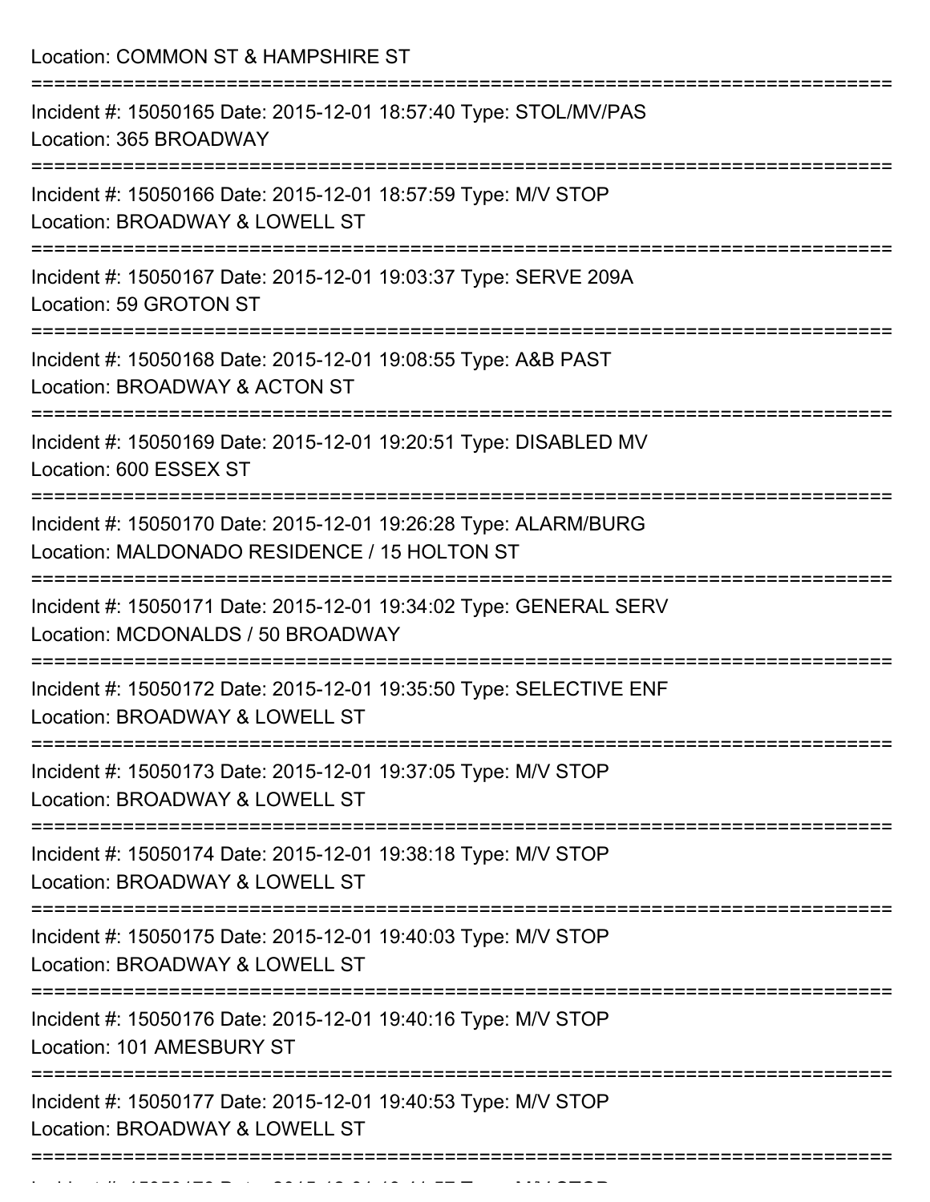Location: COMMON ST & HAMPSHIRE ST

===========================================================================

Incident #: 15050165 Date: 2015-12-01 18:57:40 Type: STOL/MV/PAS
Location: 365 BROADWAY

===========================================================================

Incident #: 15050166 Date: 2015-12-01 18:57:59 Type: M/V STOP
Location: BROADWAY & LOWELL ST

===========================================================================

Incident #: 15050167 Date: 2015-12-01 19:03:37 Type: SERVE 209A
Location: 59 GROTON ST

===========================================================================

Incident #: 15050168 Date: 2015-12-01 19:08:55 Type: A&B PAST
Location: BROADWAY & ACTON ST

===========================================================================

Incident #: 15050169 Date: 2015-12-01 19:20:51 Type: DISABLED MV
Location: 600 ESSEX ST

===========================================================================

Incident #: 15050170 Date: 2015-12-01 19:26:28 Type: ALARM/BURG
Location: MALDONADO RESIDENCE / 15 HOLTON ST

===========================================================================

Incident #: 15050171 Date: 2015-12-01 19:34:02 Type: GENERAL SERV
Location: MCDONALDS / 50 BROADWAY

===========================================================================

Incident #: 15050172 Date: 2015-12-01 19:35:50 Type: SELECTIVE ENF
Location: BROADWAY & LOWELL ST

===========================================================================

Incident #: 15050173 Date: 2015-12-01 19:37:05 Type: M/V STOP
Location: BROADWAY & LOWELL ST

===========================================================================

Incident #: 15050174 Date: 2015-12-01 19:38:18 Type: M/V STOP
Location: BROADWAY & LOWELL ST

===========================================================================

Incident #: 15050175 Date: 2015-12-01 19:40:03 Type: M/V STOP
Location: BROADWAY & LOWELL ST

===========================================================================

Incident #: 15050176 Date: 2015-12-01 19:40:16 Type: M/V STOP
Location: 101 AMESBURY ST

===========================================================================

Incident #: 15050177 Date: 2015-12-01 19:40:53 Type: M/V STOP
Location: BROADWAY & LOWELL ST

===========================================================================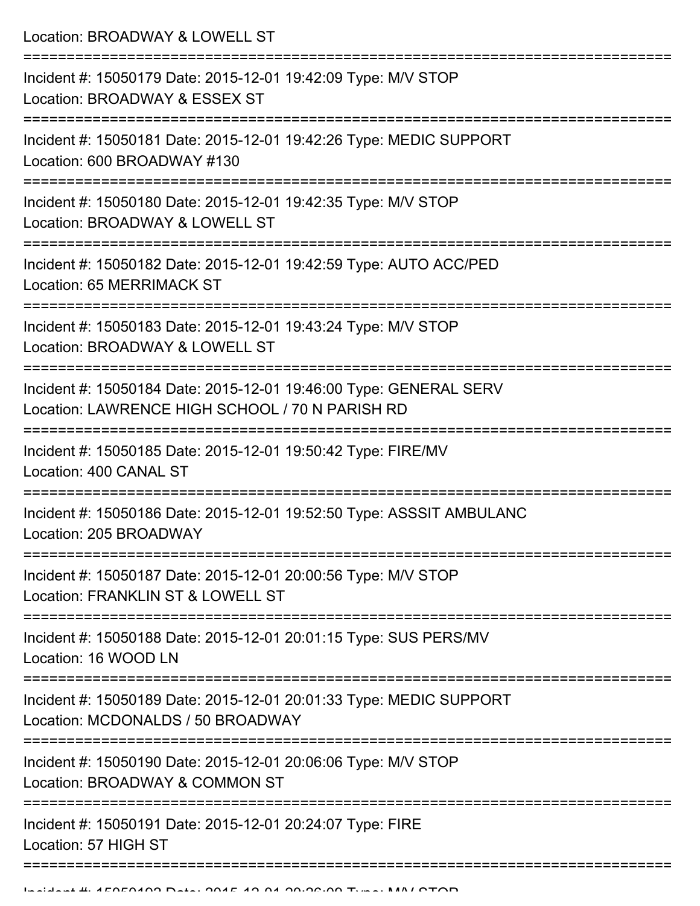Location: BROADWAY & LOWELL ST

===========================================================================

Incident #: 15050179 Date: 2015-12-01 19:42:09 Type: M/V STOP
Location: BROADWAY & ESSEX ST

===========================================================================

Incident #: 15050181 Date: 2015-12-01 19:42:26 Type: MEDIC SUPPORT
Location: 600 BROADWAY #130

===========================================================================

Incident #: 15050180 Date: 2015-12-01 19:42:35 Type: M/V STOP
Location: BROADWAY & LOWELL ST

===========================================================================

Incident #: 15050182 Date: 2015-12-01 19:42:59 Type: AUTO ACC/PED
Location: 65 MERRIMACK ST

===========================================================================

Incident #: 15050183 Date: 2015-12-01 19:43:24 Type: M/V STOP
Location: BROADWAY & LOWELL ST

===========================================================================

Incident #: 15050184 Date: 2015-12-01 19:46:00 Type: GENERAL SERV
Location: LAWRENCE HIGH SCHOOL / 70 N PARISH RD

===========================================================================

Incident #: 15050185 Date: 2015-12-01 19:50:42 Type: FIRE/MV
Location: 400 CANAL ST

===========================================================================

Incident #: 15050186 Date: 2015-12-01 19:52:50 Type: ASSSIT AMBULANC
Location: 205 BROADWAY

===========================================================================

Incident #: 15050187 Date: 2015-12-01 20:00:56 Type: M/V STOP
Location: FRANKLIN ST & LOWELL ST

===========================================================================

Incident #: 15050188 Date: 2015-12-01 20:01:15 Type: SUS PERS/MV
Location: 16 WOOD LN

===========================================================================

Incident #: 15050189 Date: 2015-12-01 20:01:33 Type: MEDIC SUPPORT
Location: MCDONALDS / 50 BROADWAY

===========================================================================

Incident #: 15050190 Date: 2015-12-01 20:06:06 Type: M/V STOP
Location: BROADWAY & COMMON ST

===========================================================================

Incident #: 15050191 Date: 2015-12-01 20:24:07 Type: FIRE
Location: 57 HIGH ST

===========================================================================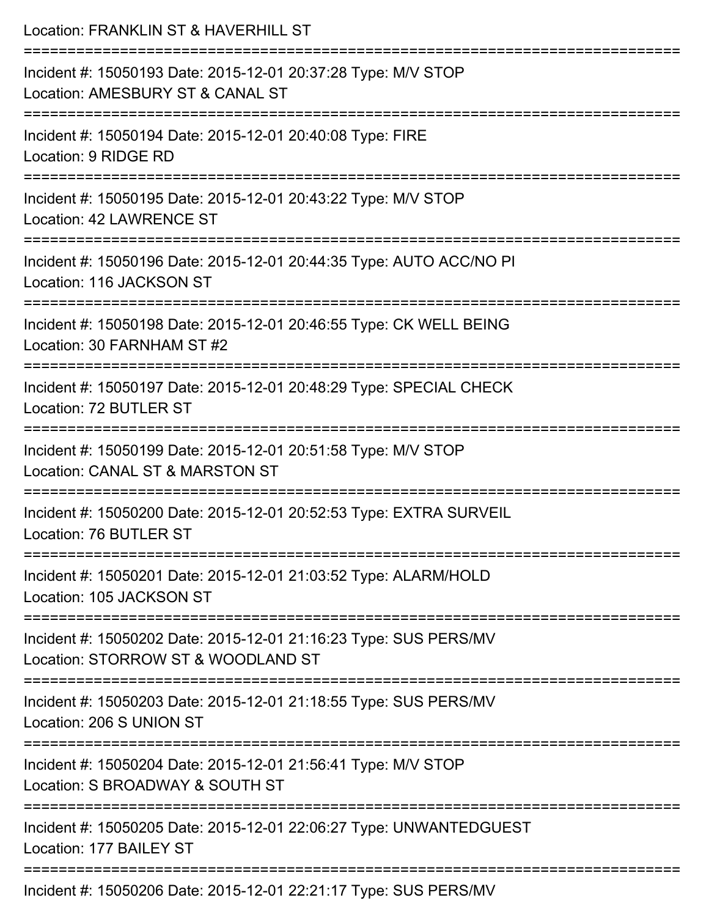Location: FRANKLIN ST & HAVERHILL ST

===========================================================================

Incident #: 15050193 Date: 2015-12-01 20:37:28 Type: M/V STOP
Location: AMESBURY ST & CANAL ST

===========================================================================

Incident #: 15050194 Date: 2015-12-01 20:40:08 Type: FIRE
Location: 9 RIDGE RD

===========================================================================

Incident #: 15050195 Date: 2015-12-01 20:43:22 Type: M/V STOP
Location: 42 LAWRENCE ST

===========================================================================

Incident #: 15050196 Date: 2015-12-01 20:44:35 Type: AUTO ACC/NO PI
Location: 116 JACKSON ST

===========================================================================

Incident #: 15050198 Date: 2015-12-01 20:46:55 Type: CK WELL BEING
Location: 30 FARNHAM ST #2

===========================================================================

Incident #: 15050197 Date: 2015-12-01 20:48:29 Type: SPECIAL CHECK
Location: 72 BUTLER ST

===========================================================================

Incident #: 15050199 Date: 2015-12-01 20:51:58 Type: M/V STOP
Location: CANAL ST & MARSTON ST

===========================================================================

Incident #: 15050200 Date: 2015-12-01 20:52:53 Type: EXTRA SURVEIL
Location: 76 BUTLER ST

===========================================================================

Incident #: 15050201 Date: 2015-12-01 21:03:52 Type: ALARM/HOLD
Location: 105 JACKSON ST

===========================================================================

Incident #: 15050202 Date: 2015-12-01 21:16:23 Type: SUS PERS/MV
Location: STORROW ST & WOODLAND ST

===========================================================================

Incident #: 15050203 Date: 2015-12-01 21:18:55 Type: SUS PERS/MV
Location: 206 S UNION ST

===========================================================================

Incident #: 15050204 Date: 2015-12-01 21:56:41 Type: M/V STOP
Location: S BROADWAY & SOUTH ST

===========================================================================

Incident #: 15050205 Date: 2015-12-01 22:06:27 Type: UNWANTEDGUEST
Location: 177 BAILEY ST

===========================================================================

Incident #: 15050206 Date: 2015-12-01 22:21:17 Type: SUS PERS/MV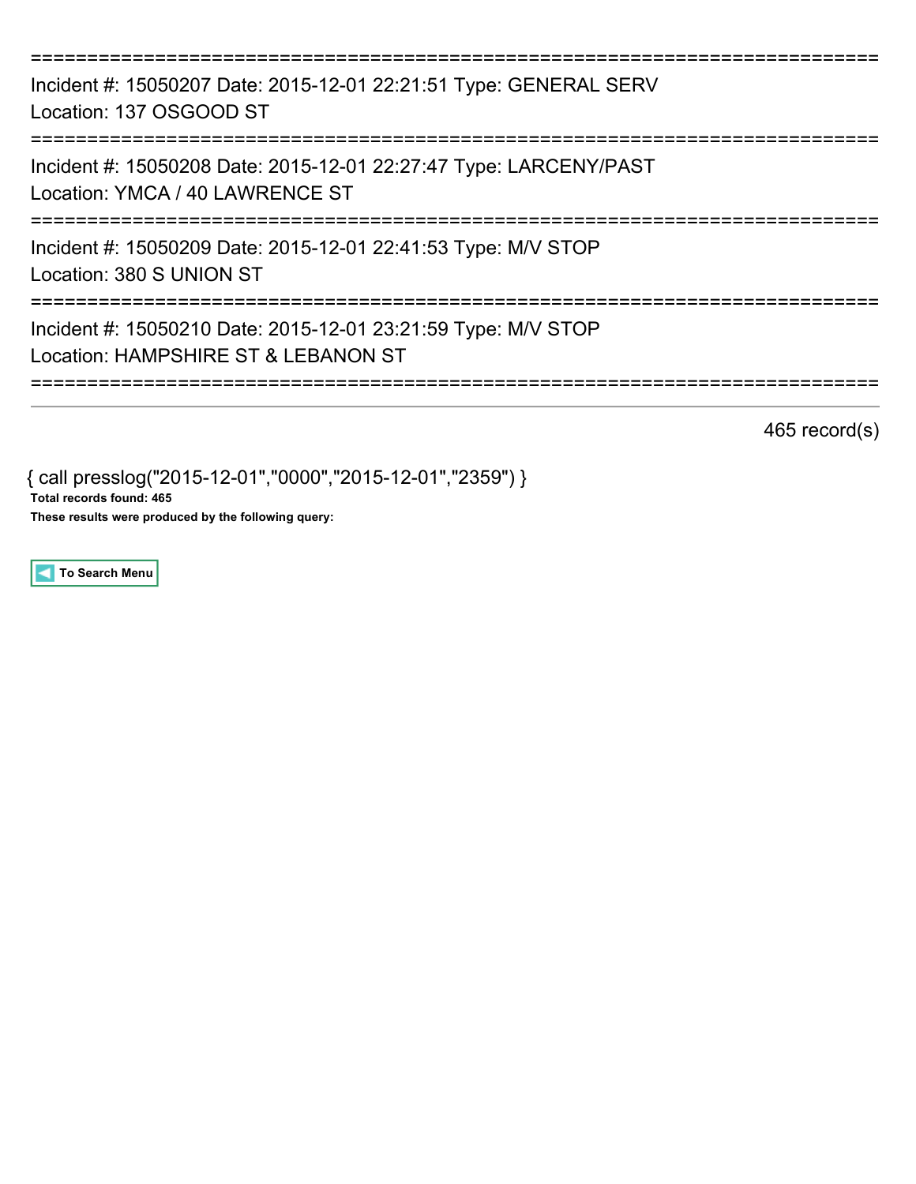===========================================================================

Incident #: 15050207 Date: 2015-12-01 22:21:51 Type: GENERAL SERV
Location: 137 OSGOOD ST

===========================================================================

Incident #: 15050208 Date: 2015-12-01 22:27:47 Type: LARCENY/PAST
Location: YMCA / 40 LAWRENCE ST

===========================================================================

Incident #: 15050209 Date: 2015-12-01 22:41:53 Type: M/V STOP
Location: 380 S UNION ST

===========================================================================

Incident #: 15050210 Date: 2015-12-01 23:21:59 Type: M/V STOP
Location: HAMPSHIRE ST & LEBANON ST

===========================================================================

465 record(s)

{ call presslog("2015-12-01","0000","2015-12-01","2359") }

**Total records found: 465**

**These results were produced by the following query:**

**To Search Menu**